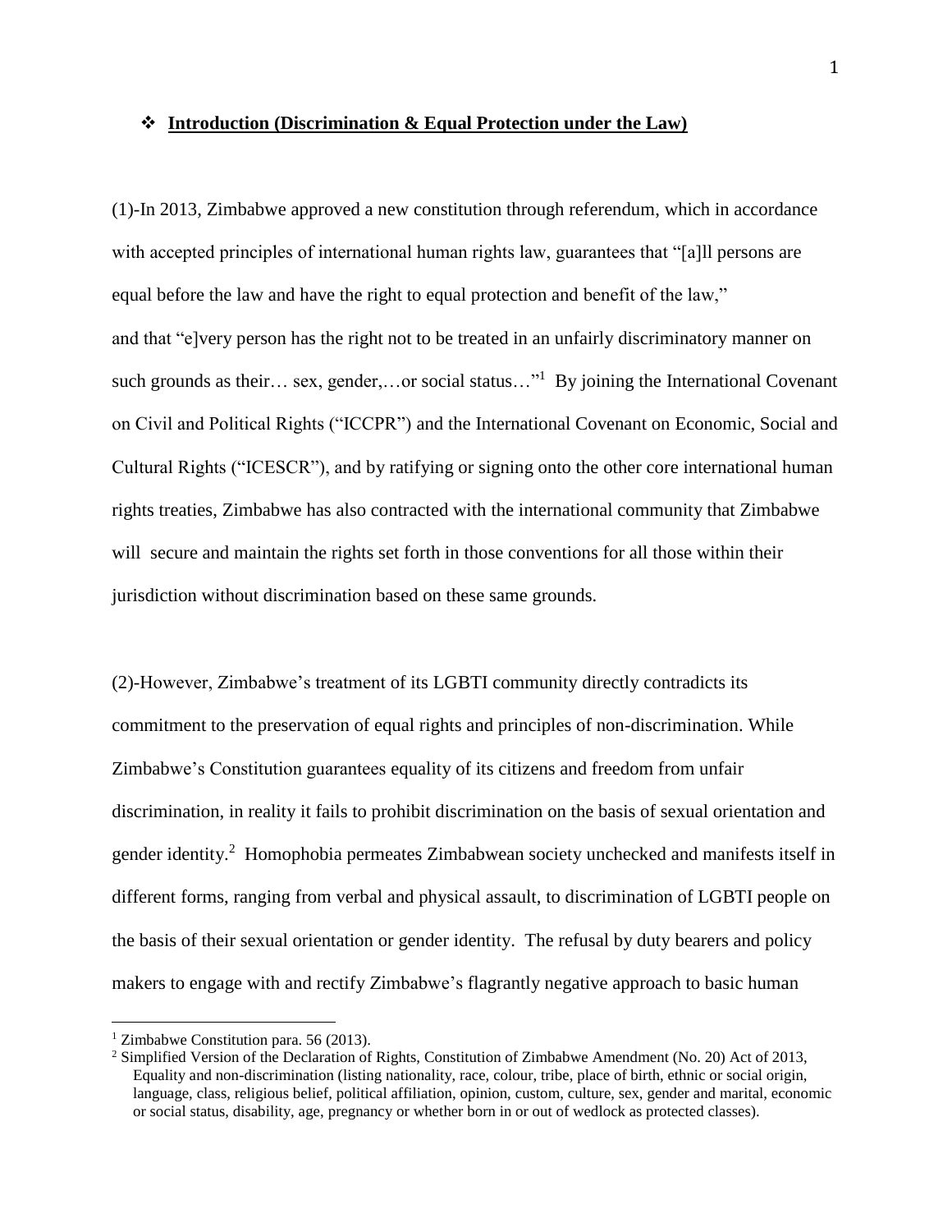## ❖ **Introduction (Discrimination & Equal Protection under the Law)**

(1)-In 2013, Zimbabwe approved a new constitution through referendum, which in accordance with accepted principles of international human rights law, guarantees that "[a]ll persons are equal before the law and have the right to equal protection and benefit of the law," and that "e]very person has the right not to be treated in an unfairly discriminatory manner on such grounds as their… sex, gender,…or social status…"[1] By joining the International Covenant on Civil and Political Rights ("ICCPR") and the International Covenant on Economic, Social and Cultural Rights ("ICESCR"), and by ratifying or signing onto the other core international human rights treaties, Zimbabwe has also contracted with the international community that Zimbabwe will secure and maintain the rights set forth in those conventions for all those within their jurisdiction without discrimination based on these same grounds.

(2)-However, Zimbabwe's treatment of its LGBTI community directly contradicts its commitment to the preservation of equal rights and principles of non-discrimination. While Zimbabwe's Constitution guarantees equality of its citizens and freedom from unfair discrimination, in reality it fails to prohibit discrimination on the basis of sexual orientation and gender identity.[2] Homophobia permeates Zimbabwean society unchecked and manifests itself in different forms, ranging from verbal and physical assault, to discrimination of LGBTI people on the basis of their sexual orientation or gender identity. The refusal by duty bearers and policy makers to engage with and rectify Zimbabwe's flagrantly negative approach to basic human

---

[1] Zimbabwe Constitution para. 56 (2013).

[2] Simplified Version of the Declaration of Rights, Constitution of Zimbabwe Amendment (No. 20) Act of 2013, Equality and non-discrimination (listing nationality, race, colour, tribe, place of birth, ethnic or social origin, language, class, religious belief, political affiliation, opinion, custom, culture, sex, gender and marital, economic or social status, disability, age, pregnancy or whether born in or out of wedlock as protected classes).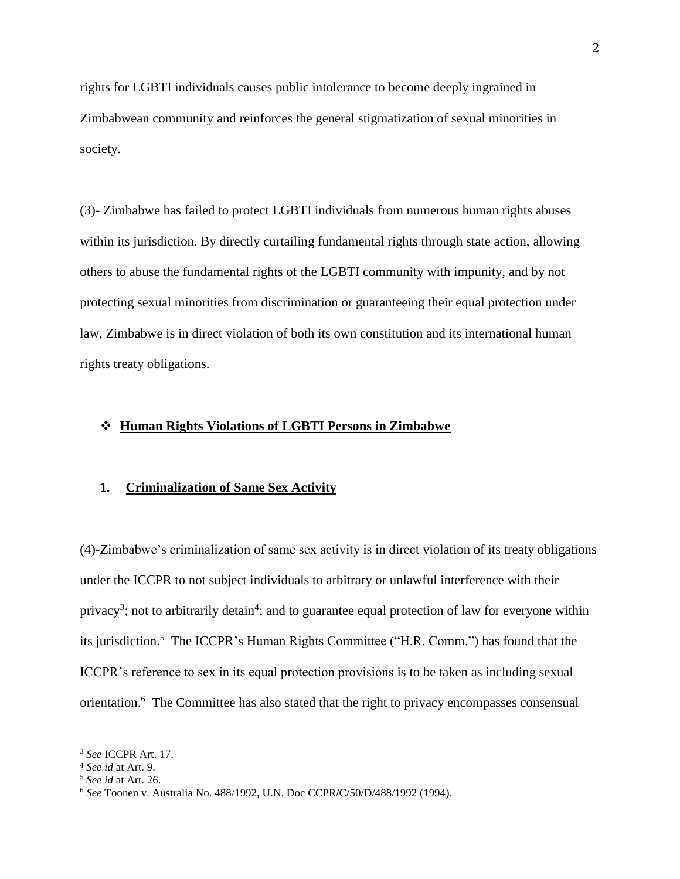rights for LGBTI individuals causes public intolerance to become deeply ingrained in Zimbabwean community and reinforces the general stigmatization of sexual minorities in society.

(3)- Zimbabwe has failed to protect LGBTI individuals from numerous human rights abuses within its jurisdiction. By directly curtailing fundamental rights through state action, allowing others to abuse the fundamental rights of the LGBTI community with impunity, and by not protecting sexual minorities from discrimination or guaranteeing their equal protection under law, Zimbabwe is in direct violation of both its own constitution and its international human rights treaty obligations.

## ❖ **Human Rights Violations of LGBTI Persons in Zimbabwe**

### 1. **Criminalization of Same Sex Activity**

(4)-Zimbabwe's criminalization of same sex activity is in direct violation of its treaty obligations under the ICCPR to not subject individuals to arbitrary or unlawful interference with their privacy[3]; not to arbitrarily detain[4]; and to guarantee equal protection of law for everyone within its jurisdiction.[5] The ICCPR's Human Rights Committee ("H.R. Comm.") has found that the ICCPR's reference to sex in its equal protection provisions is to be taken as including sexual orientation.[6] The Committee has also stated that the right to privacy encompasses consensual

---

[3] *See* ICCPR Art. 17.

[4] *See id* at Art. 9.

[5] *See id* at Art. 26.

[6] *See* Toonen v. Australia No. 488/1992, U.N. Doc CCPR/C/50/D/488/1992 (1994).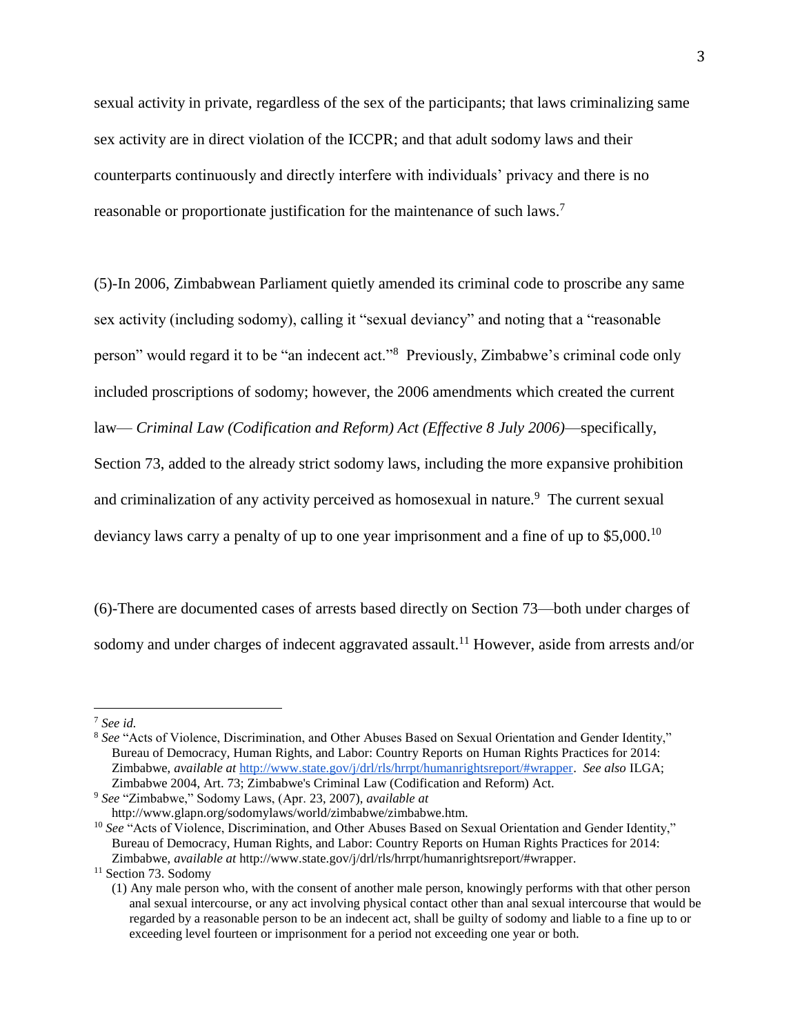sexual activity in private, regardless of the sex of the participants; that laws criminalizing same sex activity are in direct violation of the ICCPR; and that adult sodomy laws and their counterparts continuously and directly interfere with individuals' privacy and there is no reasonable or proportionate justification for the maintenance of such laws.[7]

(5)-In 2006, Zimbabwean Parliament quietly amended its criminal code to proscribe any same sex activity (including sodomy), calling it "sexual deviancy" and noting that a "reasonable person" would regard it to be "an indecent act."[8] Previously, Zimbabwe's criminal code only included proscriptions of sodomy; however, the 2006 amendments which created the current law— *Criminal Law (Codification and Reform) Act (Effective 8 July 2006)*—specifically, Section 73, added to the already strict sodomy laws, including the more expansive prohibition and criminalization of any activity perceived as homosexual in nature.[9] The current sexual deviancy laws carry a penalty of up to one year imprisonment and a fine of up to $5,000.[10]

(6)-There are documented cases of arrests based directly on Section 73—both under charges of sodomy and under charges of indecent aggravated assault.[11] However, aside from arrests and/or

---

[7] *See id.*

[8] *See* "Acts of Violence, Discrimination, and Other Abuses Based on Sexual Orientation and Gender Identity," Bureau of Democracy, Human Rights, and Labor: Country Reports on Human Rights Practices for 2014: Zimbabwe, *available at* http://www.state.gov/j/drl/rls/hrrpt/humanrightsreport/#wrapper. *See also* ILGA; Zimbabwe 2004, Art. 73; Zimbabwe's Criminal Law (Codification and Reform) Act.

[9] *See* "Zimbabwe," Sodomy Laws, (Apr. 23, 2007), *available at* http://www.glapn.org/sodomylaws/world/zimbabwe/zimbabwe.htm.

[10] *See* "Acts of Violence, Discrimination, and Other Abuses Based on Sexual Orientation and Gender Identity," Bureau of Democracy, Human Rights, and Labor: Country Reports on Human Rights Practices for 2014: Zimbabwe, *available at* http://www.state.gov/j/drl/rls/hrrpt/humanrightsreport/#wrapper.

[11] Section 73. Sodomy

(1) Any male person who, with the consent of another male person, knowingly performs with that other person anal sexual intercourse, or any act involving physical contact other than anal sexual intercourse that would be regarded by a reasonable person to be an indecent act, shall be guilty of sodomy and liable to a fine up to or exceeding level fourteen or imprisonment for a period not exceeding one year or both.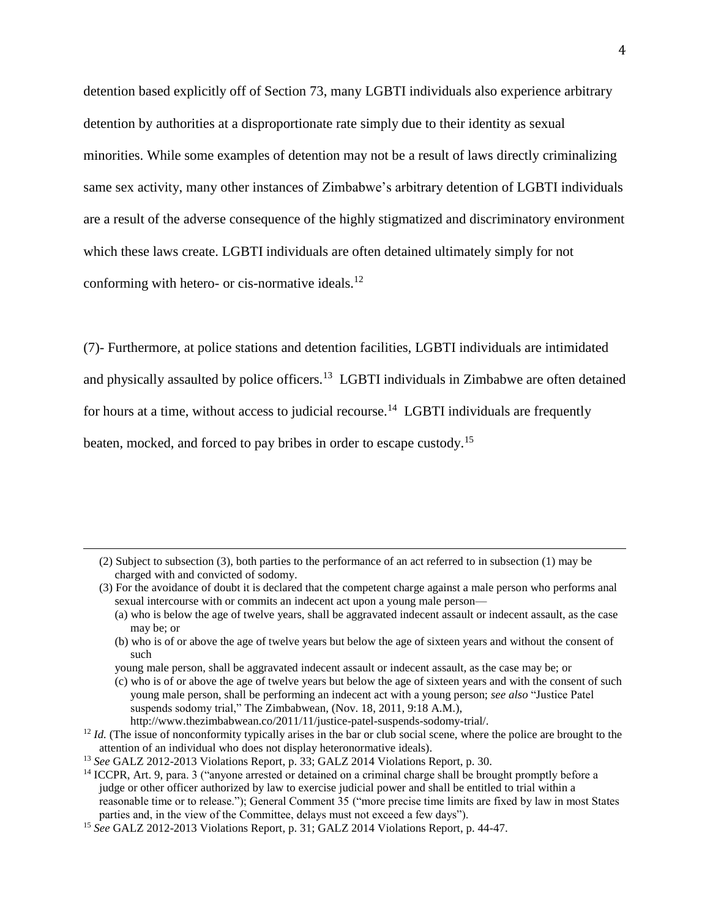detention based explicitly off of Section 73, many LGBTI individuals also experience arbitrary detention by authorities at a disproportionate rate simply due to their identity as sexual minorities. While some examples of detention may not be a result of laws directly criminalizing same sex activity, many other instances of Zimbabwe's arbitrary detention of LGBTI individuals are a result of the adverse consequence of the highly stigmatized and discriminatory environment which these laws create. LGBTI individuals are often detained ultimately simply for not conforming with hetero- or cis-normative ideals.[12]

(7)- Furthermore, at police stations and detention facilities, LGBTI individuals are intimidated and physically assaulted by police officers.[13] LGBTI individuals in Zimbabwe are often detained for hours at a time, without access to judicial recourse.[14] LGBTI individuals are frequently beaten, mocked, and forced to pay bribes in order to escape custody.[15]

---

(2) Subject to subsection (3), both parties to the performance of an act referred to in subsection (1) may be charged with and convicted of sodomy.

(3) For the avoidance of doubt it is declared that the competent charge against a male person who performs anal sexual intercourse with or commits an indecent act upon a young male person—

(a) who is below the age of twelve years, shall be aggravated indecent assault or indecent assault, as the case may be; or

(b) who is of or above the age of twelve years but below the age of sixteen years and without the consent of such

young male person, shall be aggravated indecent assault or indecent assault, as the case may be; or

(c) who is of or above the age of twelve years but below the age of sixteen years and with the consent of such young male person, shall be performing an indecent act with a young person; *see also* "Justice Patel suspends sodomy trial," The Zimbabwean, (Nov. 18, 2011, 9:18 A.M.), http://www.thezimbabwean.co/2011/11/justice-patel-suspends-sodomy-trial/.

[12] *Id.* (The issue of nonconformity typically arises in the bar or club social scene, where the police are brought to the attention of an individual who does not display heteronormative ideals).

[13] *See* GALZ 2012-2013 Violations Report, p. 33; GALZ 2014 Violations Report, p. 30.

[14] ICCPR, Art. 9, para. 3 ("anyone arrested or detained on a criminal charge shall be brought promptly before a judge or other officer authorized by law to exercise judicial power and shall be entitled to trial within a reasonable time or to release."); General Comment 35 ("more precise time limits are fixed by law in most States parties and, in the view of the Committee, delays must not exceed a few days").

[15] *See* GALZ 2012-2013 Violations Report, p. 31; GALZ 2014 Violations Report, p. 44-47.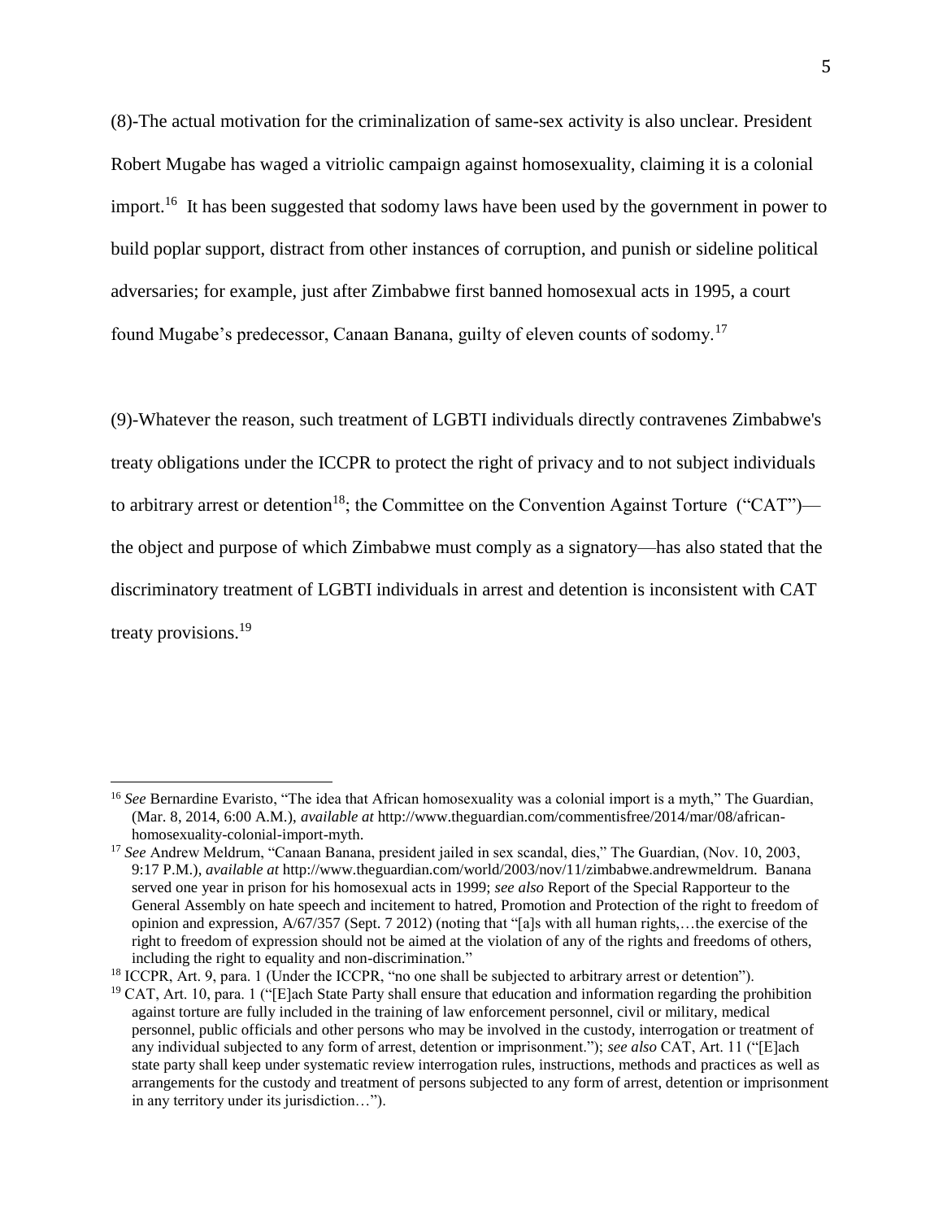(8)-The actual motivation for the criminalization of same-sex activity is also unclear. President Robert Mugabe has waged a vitriolic campaign against homosexuality, claiming it is a colonial import.[16] It has been suggested that sodomy laws have been used by the government in power to build poplar support, distract from other instances of corruption, and punish or sideline political adversaries; for example, just after Zimbabwe first banned homosexual acts in 1995, a court found Mugabe's predecessor, Canaan Banana, guilty of eleven counts of sodomy.[17]

(9)-Whatever the reason, such treatment of LGBTI individuals directly contravenes Zimbabwe's treaty obligations under the ICCPR to protect the right of privacy and to not subject individuals to arbitrary arrest or detention[18]; the Committee on the Convention Against Torture ("CAT")—the object and purpose of which Zimbabwe must comply as a signatory—has also stated that the discriminatory treatment of LGBTI individuals in arrest and detention is inconsistent with CAT treaty provisions.[19]

---

[16] *See* Bernardine Evaristo, "The idea that African homosexuality was a colonial import is a myth," The Guardian, (Mar. 8, 2014, 6:00 A.M.), *available at* http://www.theguardian.com/commentisfree/2014/mar/08/african-homosexuality-colonial-import-myth.

[17] *See* Andrew Meldrum, "Canaan Banana, president jailed in sex scandal, dies," The Guardian, (Nov. 10, 2003, 9:17 P.M.), *available at* http://www.theguardian.com/world/2003/nov/11/zimbabwe.andrewmeldrum. Banana served one year in prison for his homosexual acts in 1999; *see also* Report of the Special Rapporteur to the General Assembly on hate speech and incitement to hatred, Promotion and Protection of the right to freedom of opinion and expression, A/67/357 (Sept. 7 2012) (noting that "[a]s with all human rights,…the exercise of the right to freedom of expression should not be aimed at the violation of any of the rights and freedoms of others, including the right to equality and non-discrimination."

[18] ICCPR, Art. 9, para. 1 (Under the ICCPR, "no one shall be subjected to arbitrary arrest or detention").

[19] CAT, Art. 10, para. 1 ("[E]ach State Party shall ensure that education and information regarding the prohibition against torture are fully included in the training of law enforcement personnel, civil or military, medical personnel, public officials and other persons who may be involved in the custody, interrogation or treatment of any individual subjected to any form of arrest, detention or imprisonment."); *see also* CAT, Art. 11 ("[E]ach state party shall keep under systematic review interrogation rules, instructions, methods and practices as well as arrangements for the custody and treatment of persons subjected to any form of arrest, detention or imprisonment in any territory under its jurisdiction…").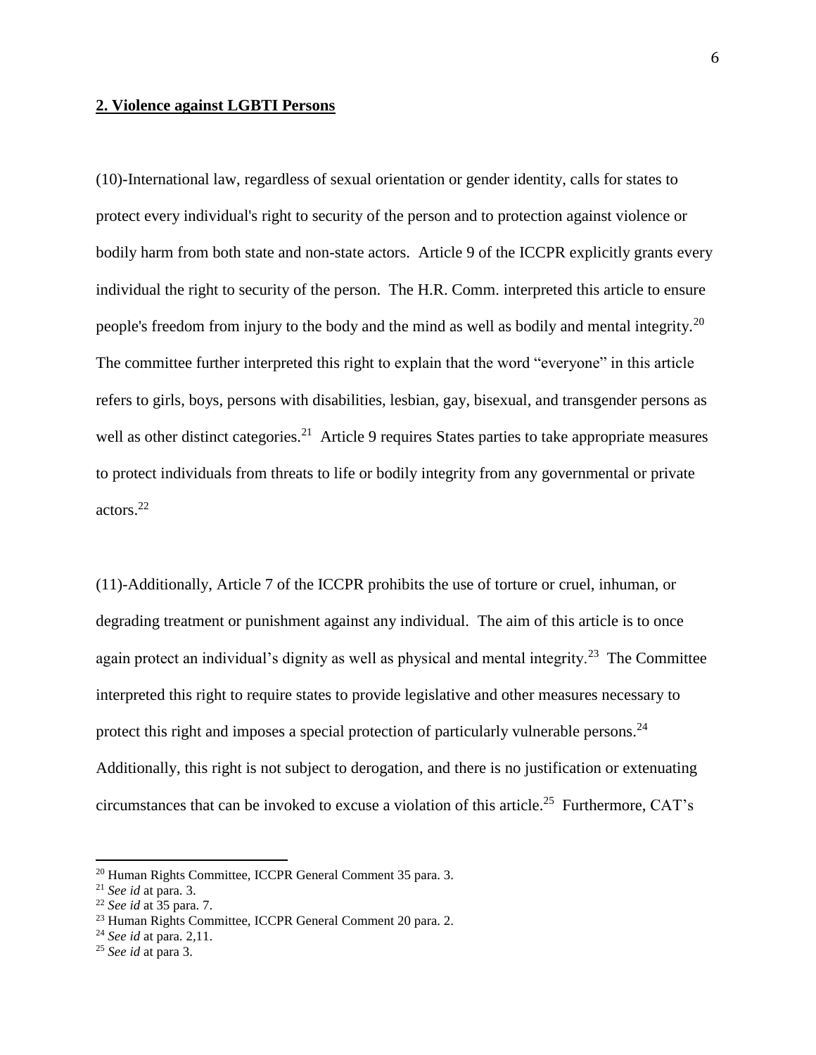## **2. Violence against LGBTI Persons**

(10)-International law, regardless of sexual orientation or gender identity, calls for states to protect every individual's right to security of the person and to protection against violence or bodily harm from both state and non-state actors. Article 9 of the ICCPR explicitly grants every individual the right to security of the person. The H.R. Comm. interpreted this article to ensure people's freedom from injury to the body and the mind as well as bodily and mental integrity.[20] The committee further interpreted this right to explain that the word "everyone" in this article refers to girls, boys, persons with disabilities, lesbian, gay, bisexual, and transgender persons as well as other distinct categories.[21] Article 9 requires States parties to take appropriate measures to protect individuals from threats to life or bodily integrity from any governmental or private actors.[22]

(11)-Additionally, Article 7 of the ICCPR prohibits the use of torture or cruel, inhuman, or degrading treatment or punishment against any individual. The aim of this article is to once again protect an individual's dignity as well as physical and mental integrity.[23] The Committee interpreted this right to require states to provide legislative and other measures necessary to protect this right and imposes a special protection of particularly vulnerable persons.[24] Additionally, this right is not subject to derogation, and there is no justification or extenuating circumstances that can be invoked to excuse a violation of this article.[25] Furthermore, CAT's

---

[20] Human Rights Committee, ICCPR General Comment 35 para. 3.

[21] *See id* at para. 3.

[22] *See id* at 35 para. 7.

[23] Human Rights Committee, ICCPR General Comment 20 para. 2.

[24] *See id* at para. 2,11.

[25] *See id* at para 3.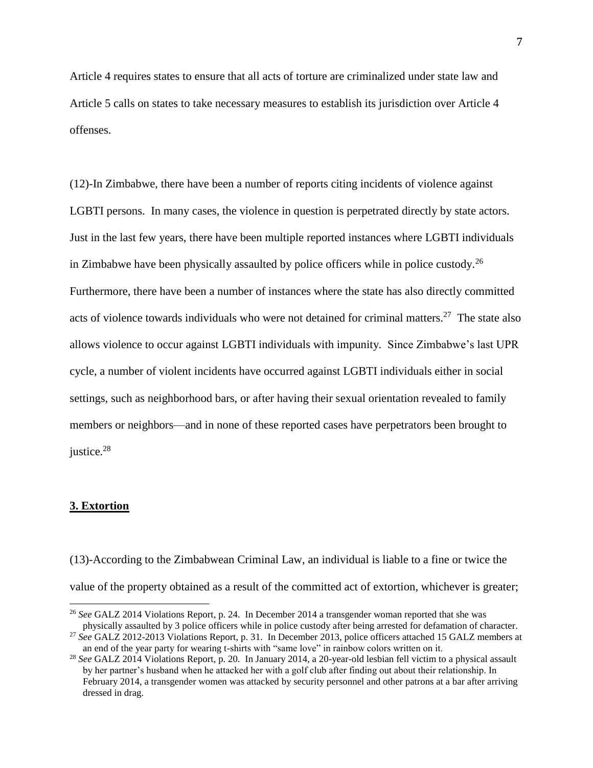Article 4 requires states to ensure that all acts of torture are criminalized under state law and Article 5 calls on states to take necessary measures to establish its jurisdiction over Article 4 offenses.

(12)-In Zimbabwe, there have been a number of reports citing incidents of violence against LGBTI persons. In many cases, the violence in question is perpetrated directly by state actors. Just in the last few years, there have been multiple reported instances where LGBTI individuals in Zimbabwe have been physically assaulted by police officers while in police custody.[26] Furthermore, there have been a number of instances where the state has also directly committed acts of violence towards individuals who were not detained for criminal matters.[27] The state also allows violence to occur against LGBTI individuals with impunity. Since Zimbabwe's last UPR cycle, a number of violent incidents have occurred against LGBTI individuals either in social settings, such as neighborhood bars, or after having their sexual orientation revealed to family members or neighbors—and in none of these reported cases have perpetrators been brought to justice.[28]

## 3. Extortion

(13)-According to the Zimbabwean Criminal Law, an individual is liable to a fine or twice the value of the property obtained as a result of the committed act of extortion, whichever is greater;

---

[26] *See* GALZ 2014 Violations Report, p. 24. In December 2014 a transgender woman reported that she was physically assaulted by 3 police officers while in police custody after being arrested for defamation of character.

[27] *See* GALZ 2012-2013 Violations Report, p. 31. In December 2013, police officers attached 15 GALZ members at an end of the year party for wearing t-shirts with "same love" in rainbow colors written on it.

[28] *See* GALZ 2014 Violations Report, p. 20. In January 2014, a 20-year-old lesbian fell victim to a physical assault by her partner's husband when he attacked her with a golf club after finding out about their relationship. In February 2014, a transgender women was attacked by security personnel and other patrons at a bar after arriving dressed in drag.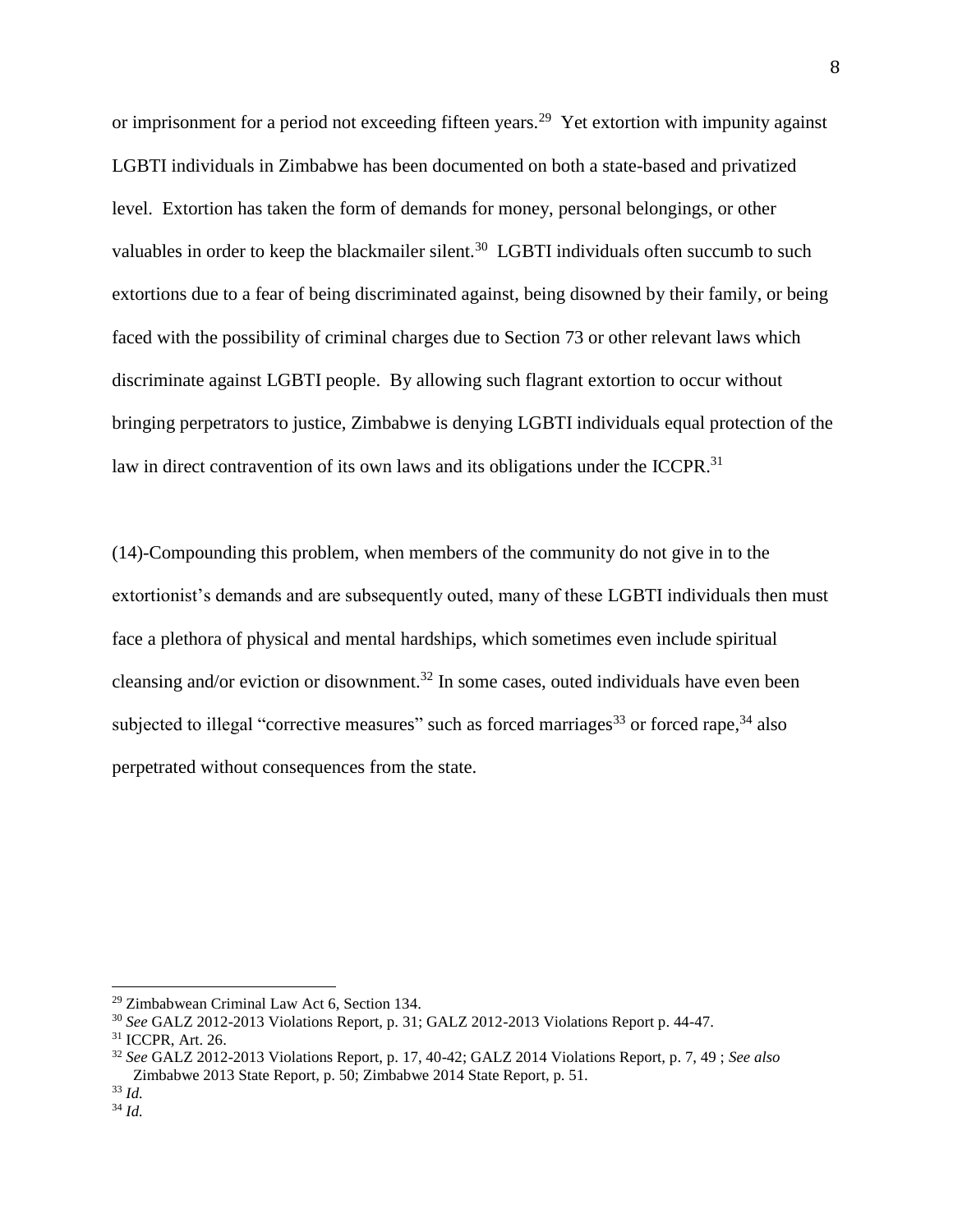or imprisonment for a period not exceeding fifteen years.[29] Yet extortion with impunity against LGBTI individuals in Zimbabwe has been documented on both a state-based and privatized level. Extortion has taken the form of demands for money, personal belongings, or other valuables in order to keep the blackmailer silent.[30] LGBTI individuals often succumb to such extortions due to a fear of being discriminated against, being disowned by their family, or being faced with the possibility of criminal charges due to Section 73 or other relevant laws which discriminate against LGBTI people. By allowing such flagrant extortion to occur without bringing perpetrators to justice, Zimbabwe is denying LGBTI individuals equal protection of the law in direct contravention of its own laws and its obligations under the ICCPR.[31]

(14)-Compounding this problem, when members of the community do not give in to the extortionist's demands and are subsequently outed, many of these LGBTI individuals then must face a plethora of physical and mental hardships, which sometimes even include spiritual cleansing and/or eviction or disownment.[32] In some cases, outed individuals have even been subjected to illegal "corrective measures" such as forced marriages[33] or forced rape,[34] also perpetrated without consequences from the state.

---

[29] Zimbabwean Criminal Law Act 6, Section 134.

[30] *See* GALZ 2012-2013 Violations Report, p. 31; GALZ 2012-2013 Violations Report p. 44-47.

[31] ICCPR, Art. 26.

[32] *See* GALZ 2012-2013 Violations Report, p. 17, 40-42; GALZ 2014 Violations Report, p. 7, 49 ; *See also* Zimbabwe 2013 State Report, p. 50; Zimbabwe 2014 State Report, p. 51.

[33] *Id.*

[34] *Id.*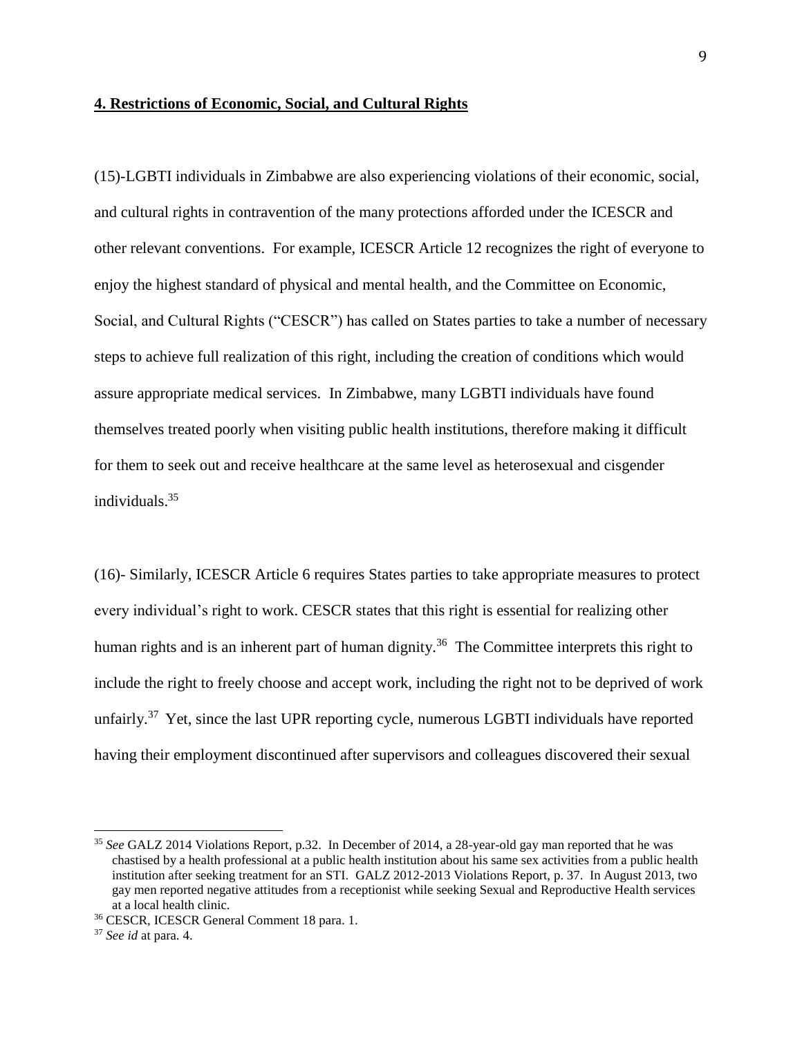**4. Restrictions of Economic, Social, and Cultural Rights**

(15)-LGBTI individuals in Zimbabwe are also experiencing violations of their economic, social, and cultural rights in contravention of the many protections afforded under the ICESCR and other relevant conventions. For example, ICESCR Article 12 recognizes the right of everyone to enjoy the highest standard of physical and mental health, and the Committee on Economic, Social, and Cultural Rights ("CESCR") has called on States parties to take a number of necessary steps to achieve full realization of this right, including the creation of conditions which would assure appropriate medical services. In Zimbabwe, many LGBTI individuals have found themselves treated poorly when visiting public health institutions, therefore making it difficult for them to seek out and receive healthcare at the same level as heterosexual and cisgender individuals.[35]

(16)- Similarly, ICESCR Article 6 requires States parties to take appropriate measures to protect every individual's right to work. CESCR states that this right is essential for realizing other human rights and is an inherent part of human dignity.[36] The Committee interprets this right to include the right to freely choose and accept work, including the right not to be deprived of work unfairly.[37] Yet, since the last UPR reporting cycle, numerous LGBTI individuals have reported having their employment discontinued after supervisors and colleagues discovered their sexual

---

[35] *See* GALZ 2014 Violations Report, p.32. In December of 2014, a 28-year-old gay man reported that he was chastised by a health professional at a public health institution about his same sex activities from a public health institution after seeking treatment for an STI. GALZ 2012-2013 Violations Report, p. 37. In August 2013, two gay men reported negative attitudes from a receptionist while seeking Sexual and Reproductive Health services at a local health clinic.

[36] CESCR, ICESCR General Comment 18 para. 1.

[37] *See id* at para. 4.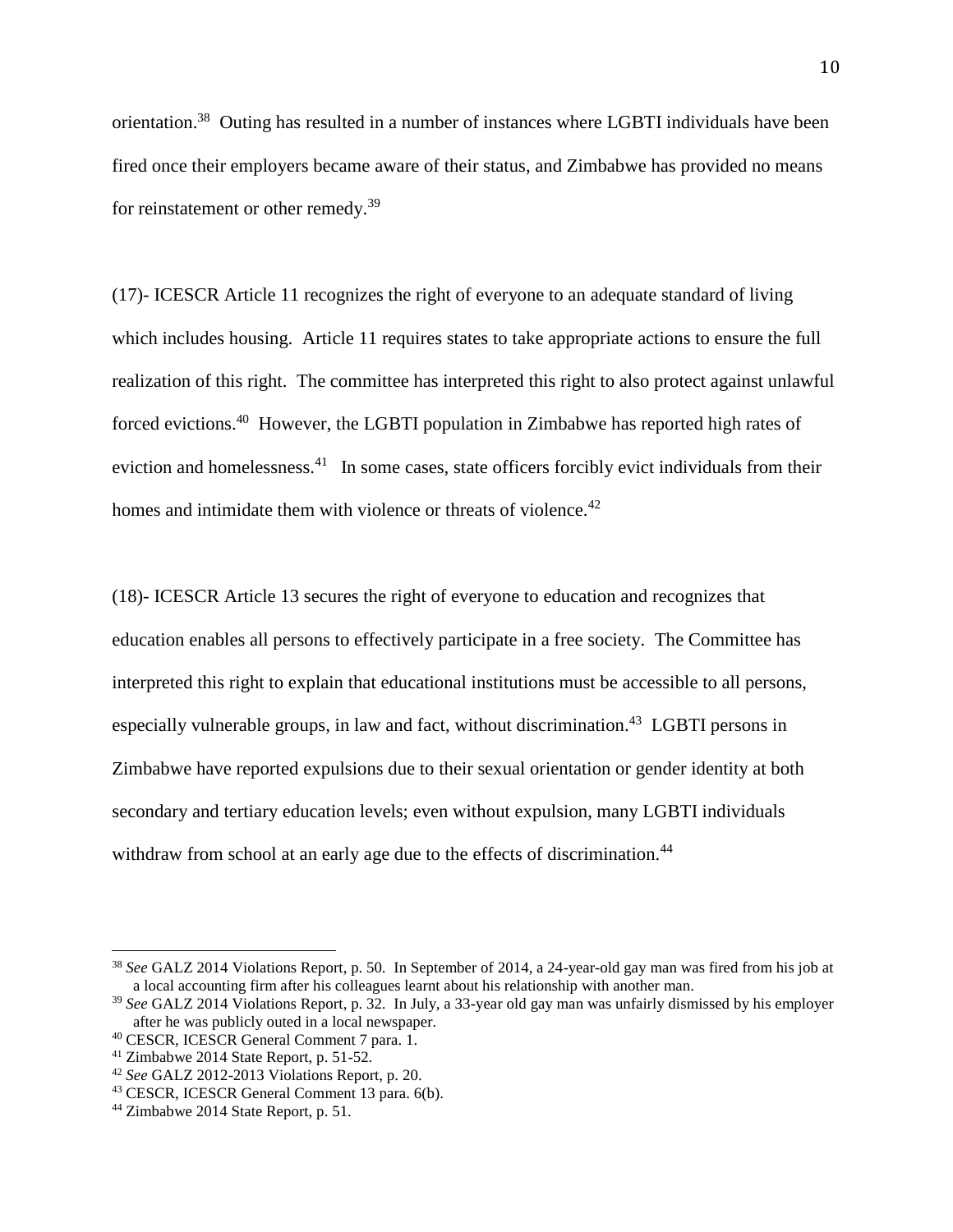orientation.[38] Outing has resulted in a number of instances where LGBTI individuals have been fired once their employers became aware of their status, and Zimbabwe has provided no means for reinstatement or other remedy.[39]

(17)- ICESCR Article 11 recognizes the right of everyone to an adequate standard of living which includes housing. Article 11 requires states to take appropriate actions to ensure the full realization of this right. The committee has interpreted this right to also protect against unlawful forced evictions.[40] However, the LGBTI population in Zimbabwe has reported high rates of eviction and homelessness.[41] In some cases, state officers forcibly evict individuals from their homes and intimidate them with violence or threats of violence.[42]

(18)- ICESCR Article 13 secures the right of everyone to education and recognizes that education enables all persons to effectively participate in a free society. The Committee has interpreted this right to explain that educational institutions must be accessible to all persons, especially vulnerable groups, in law and fact, without discrimination.[43] LGBTI persons in Zimbabwe have reported expulsions due to their sexual orientation or gender identity at both secondary and tertiary education levels; even without expulsion, many LGBTI individuals withdraw from school at an early age due to the effects of discrimination.[44]

---

[38] *See* GALZ 2014 Violations Report, p. 50. In September of 2014, a 24-year-old gay man was fired from his job at a local accounting firm after his colleagues learnt about his relationship with another man.

[39] *See* GALZ 2014 Violations Report, p. 32. In July, a 33-year old gay man was unfairly dismissed by his employer after he was publicly outed in a local newspaper.

[40] CESCR, ICESCR General Comment 7 para. 1.

[41] Zimbabwe 2014 State Report, p. 51-52.

[42] *See* GALZ 2012-2013 Violations Report, p. 20.

[43] CESCR, ICESCR General Comment 13 para. 6(b).

[44] Zimbabwe 2014 State Report, p. 51.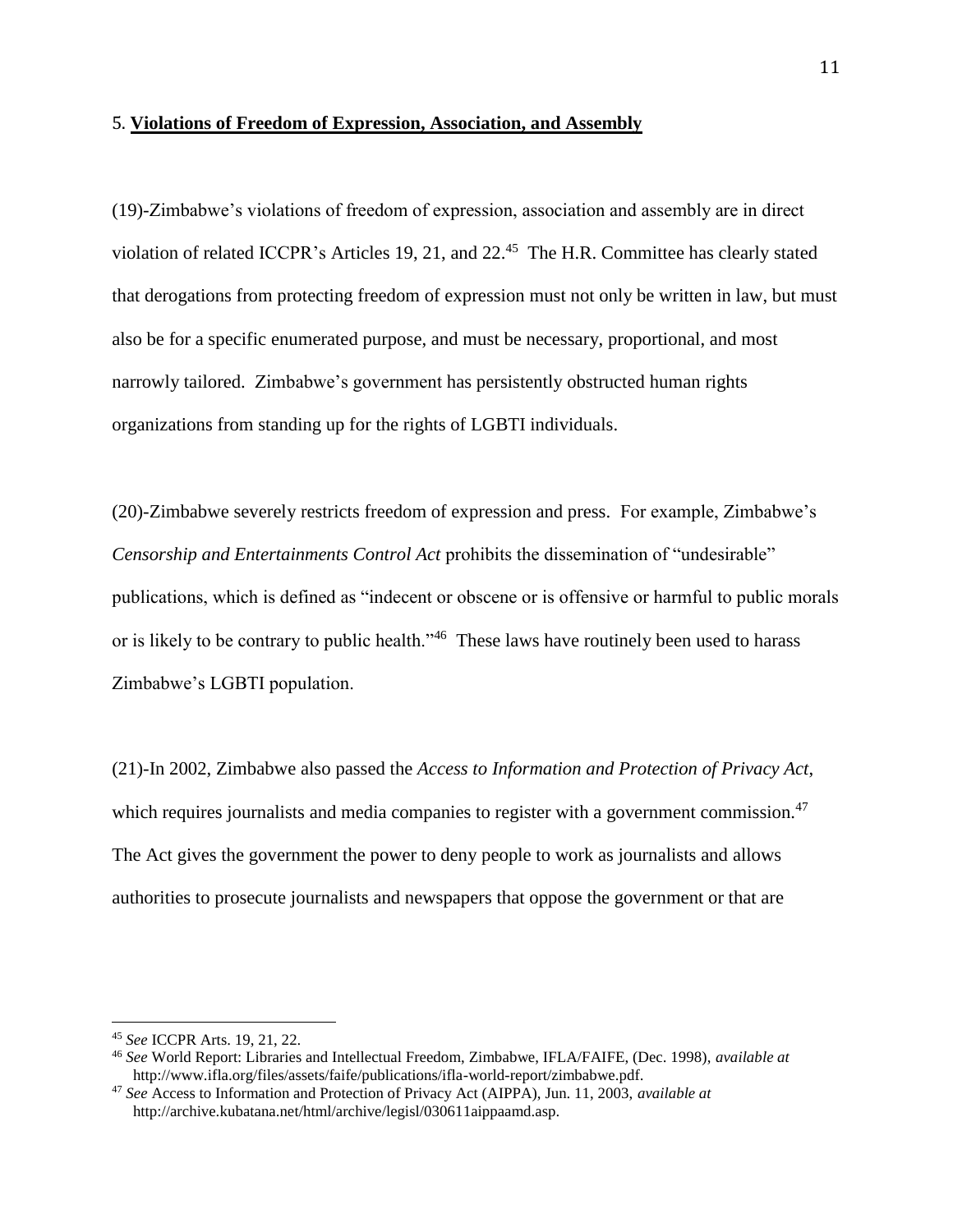5. **Violations of Freedom of Expression, Association, and Assembly**

(19)-Zimbabwe's violations of freedom of expression, association and assembly are in direct violation of related ICCPR's Articles 19, 21, and 22.[45] The H.R. Committee has clearly stated that derogations from protecting freedom of expression must not only be written in law, but must also be for a specific enumerated purpose, and must be necessary, proportional, and most narrowly tailored. Zimbabwe's government has persistently obstructed human rights organizations from standing up for the rights of LGBTI individuals.

(20)-Zimbabwe severely restricts freedom of expression and press. For example, Zimbabwe's *Censorship and Entertainments Control Act* prohibits the dissemination of "undesirable" publications, which is defined as "indecent or obscene or is offensive or harmful to public morals or is likely to be contrary to public health."[46] These laws have routinely been used to harass Zimbabwe's LGBTI population.

(21)-In 2002, Zimbabwe also passed the *Access to Information and Protection of Privacy Act*, which requires journalists and media companies to register with a government commission.[47] The Act gives the government the power to deny people to work as journalists and allows authorities to prosecute journalists and newspapers that oppose the government or that are

---

[45] *See* ICCPR Arts. 19, 21, 22.

[46] *See* World Report: Libraries and Intellectual Freedom, Zimbabwe, IFLA/FAIFE, (Dec. 1998), *available at* http://www.ifla.org/files/assets/faife/publications/ifla-world-report/zimbabwe.pdf.

[47] *See* Access to Information and Protection of Privacy Act (AIPPA), Jun. 11, 2003, *available at* http://archive.kubatana.net/html/archive/legisl/030611aippaamd.asp.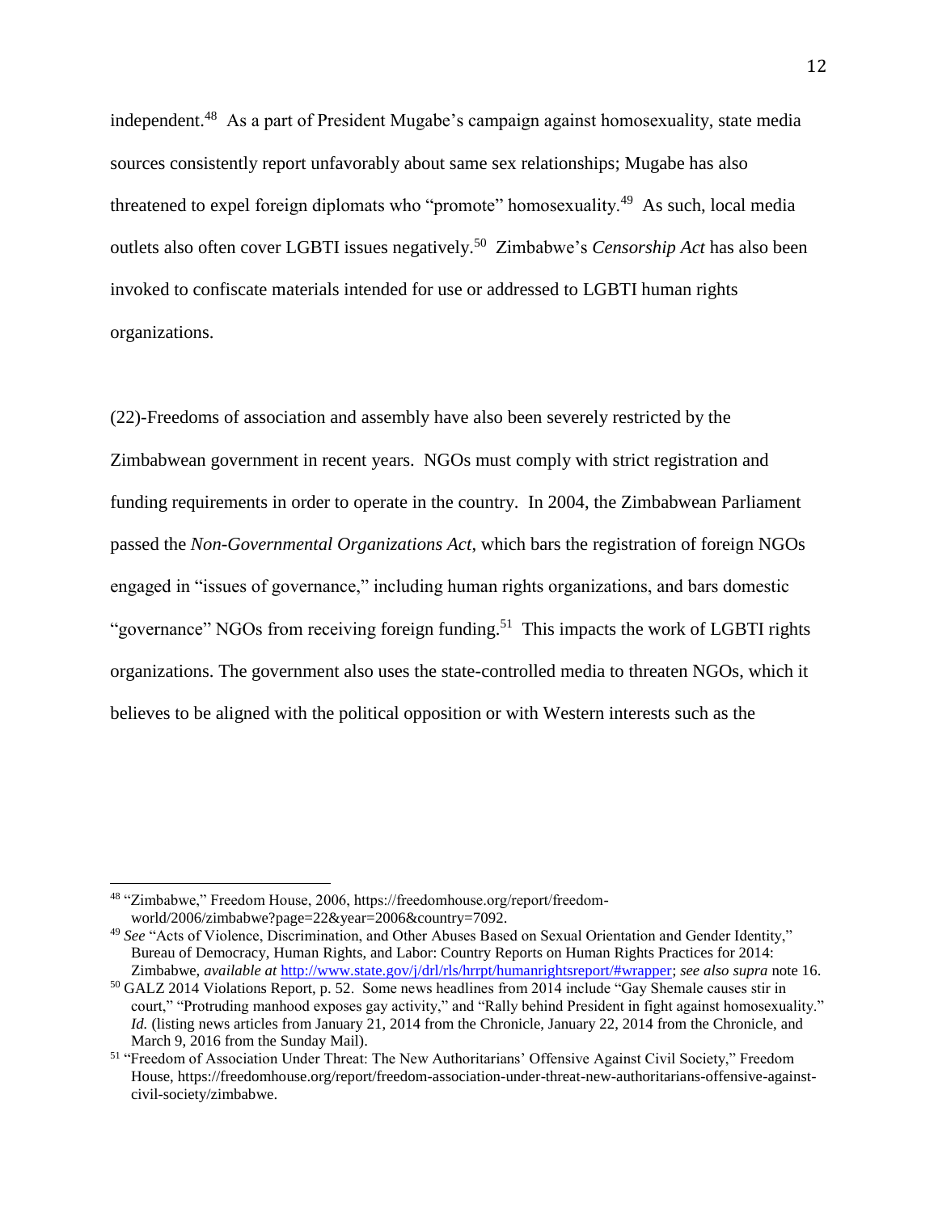independent.[48] As a part of President Mugabe's campaign against homosexuality, state media sources consistently report unfavorably about same sex relationships; Mugabe has also threatened to expel foreign diplomats who "promote" homosexuality.[49] As such, local media outlets also often cover LGBTI issues negatively.[50] Zimbabwe's *Censorship Act* has also been invoked to confiscate materials intended for use or addressed to LGBTI human rights organizations.

(22)-Freedoms of association and assembly have also been severely restricted by the Zimbabwean government in recent years. NGOs must comply with strict registration and funding requirements in order to operate in the country. In 2004, the Zimbabwean Parliament passed the *Non-Governmental Organizations Act*, which bars the registration of foreign NGOs engaged in "issues of governance," including human rights organizations, and bars domestic "governance" NGOs from receiving foreign funding.[51] This impacts the work of LGBTI rights organizations. The government also uses the state-controlled media to threaten NGOs, which it believes to be aligned with the political opposition or with Western interests such as the

---

[48] "Zimbabwe," Freedom House, 2006, https://freedomhouse.org/report/freedom-world/2006/zimbabwe?page=22&year=2006&country=7092.

[49] *See* "Acts of Violence, Discrimination, and Other Abuses Based on Sexual Orientation and Gender Identity," Bureau of Democracy, Human Rights, and Labor: Country Reports on Human Rights Practices for 2014: Zimbabwe, *available at* http://www.state.gov/j/drl/rls/hrrpt/humanrightsreport/#wrapper; *see also supra* note 16.

[50] GALZ 2014 Violations Report, p. 52. Some news headlines from 2014 include "Gay Shemale causes stir in court," "Protruding manhood exposes gay activity," and "Rally behind President in fight against homosexuality." *Id.* (listing news articles from January 21, 2014 from the Chronicle, January 22, 2014 from the Chronicle, and March 9, 2016 from the Sunday Mail).

[51] "Freedom of Association Under Threat: The New Authoritarians' Offensive Against Civil Society," Freedom House, https://freedomhouse.org/report/freedom-association-under-threat-new-authoritarians-offensive-against-civil-society/zimbabwe.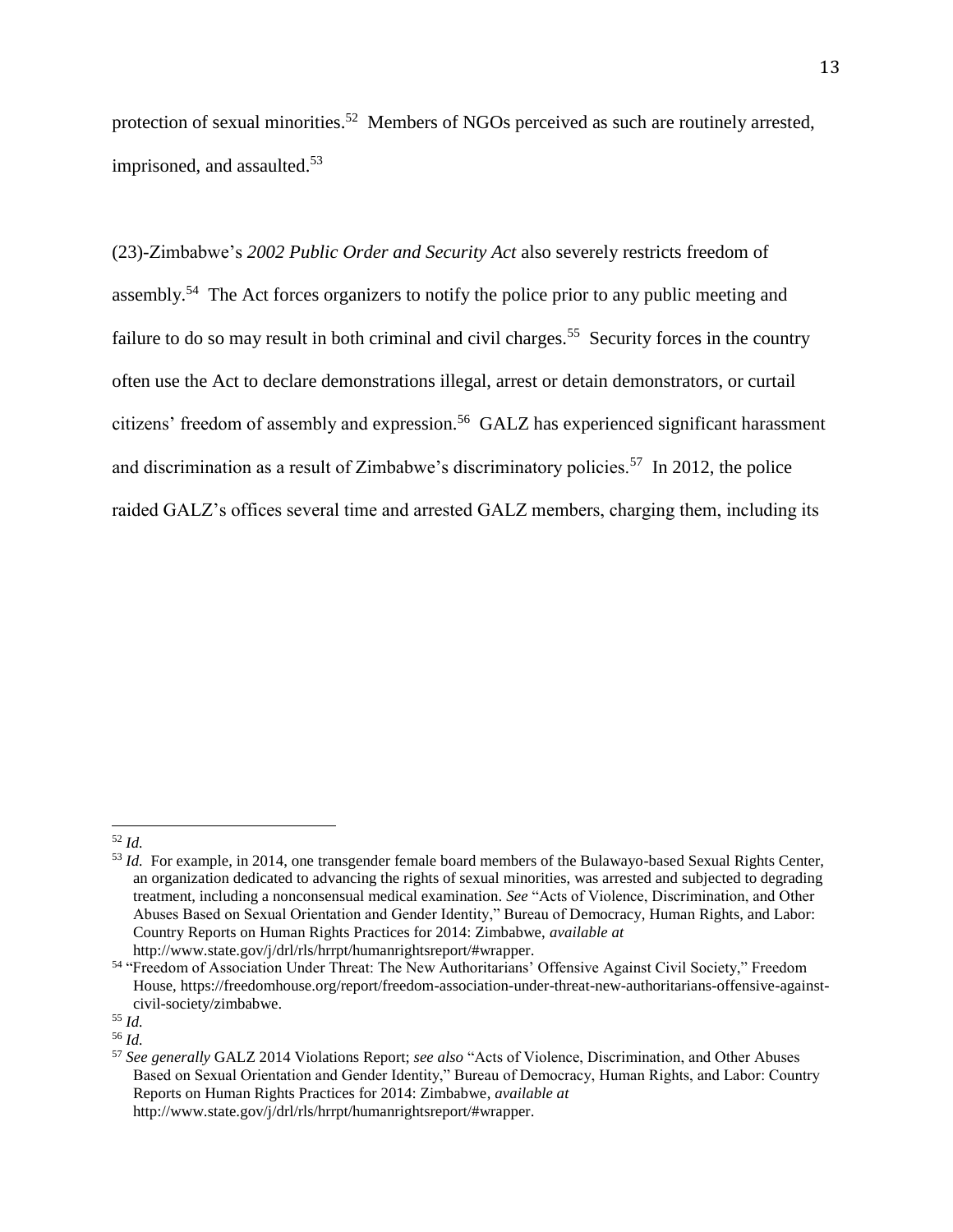protection of sexual minorities.[52] Members of NGOs perceived as such are routinely arrested, imprisoned, and assaulted.[53]

(23)-Zimbabwe's *2002 Public Order and Security Act* also severely restricts freedom of assembly.[54] The Act forces organizers to notify the police prior to any public meeting and failure to do so may result in both criminal and civil charges.[55] Security forces in the country often use the Act to declare demonstrations illegal, arrest or detain demonstrators, or curtail citizens' freedom of assembly and expression.[56] GALZ has experienced significant harassment and discrimination as a result of Zimbabwe's discriminatory policies.[57] In 2012, the police raided GALZ's offices several time and arrested GALZ members, charging them, including its

---

[52] *Id.*

[53] *Id.* For example, in 2014, one transgender female board members of the Bulawayo-based Sexual Rights Center, an organization dedicated to advancing the rights of sexual minorities, was arrested and subjected to degrading treatment, including a nonconsensual medical examination. *See* "Acts of Violence, Discrimination, and Other Abuses Based on Sexual Orientation and Gender Identity," Bureau of Democracy, Human Rights, and Labor: Country Reports on Human Rights Practices for 2014: Zimbabwe, *available at* http://www.state.gov/j/drl/rls/hrrpt/humanrightsreport/#wrapper.

[54] "Freedom of Association Under Threat: The New Authoritarians' Offensive Against Civil Society," Freedom House, https://freedomhouse.org/report/freedom-association-under-threat-new-authoritarians-offensive-against-civil-society/zimbabwe.

[55] *Id.*

[56] *Id.*

[57] *See generally* GALZ 2014 Violations Report; *see also* "Acts of Violence, Discrimination, and Other Abuses Based on Sexual Orientation and Gender Identity," Bureau of Democracy, Human Rights, and Labor: Country Reports on Human Rights Practices for 2014: Zimbabwe, *available at* http://www.state.gov/j/drl/rls/hrrpt/humanrightsreport/#wrapper.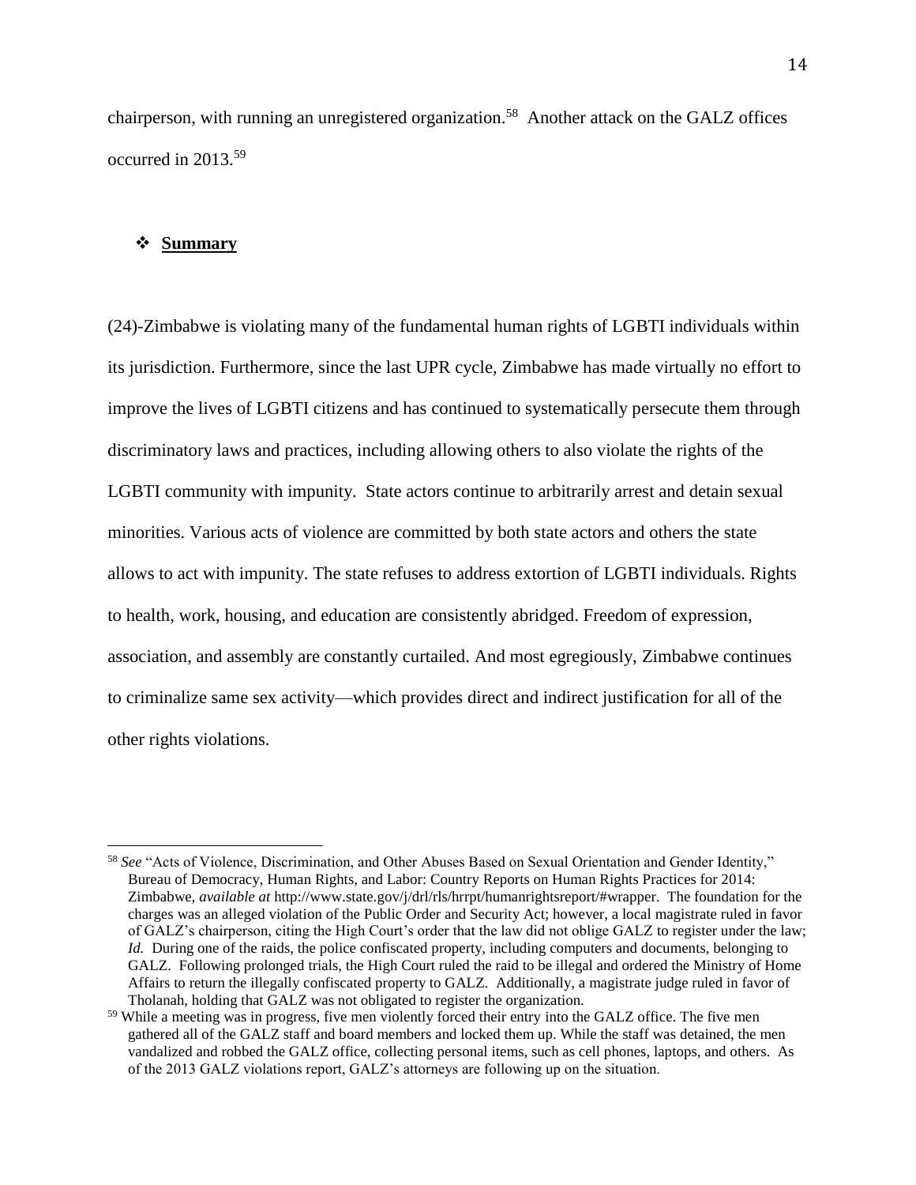chairperson, with running an unregistered organization.[58] Another attack on the GALZ offices occurred in 2013.[59]

- **Summary**

(24)-Zimbabwe is violating many of the fundamental human rights of LGBTI individuals within its jurisdiction. Furthermore, since the last UPR cycle, Zimbabwe has made virtually no effort to improve the lives of LGBTI citizens and has continued to systematically persecute them through discriminatory laws and practices, including allowing others to also violate the rights of the LGBTI community with impunity. State actors continue to arbitrarily arrest and detain sexual minorities. Various acts of violence are committed by both state actors and others the state allows to act with impunity. The state refuses to address extortion of LGBTI individuals. Rights to health, work, housing, and education are consistently abridged. Freedom of expression, association, and assembly are constantly curtailed. And most egregiously, Zimbabwe continues to criminalize same sex activity—which provides direct and indirect justification for all of the other rights violations.

---

[58] *See* "Acts of Violence, Discrimination, and Other Abuses Based on Sexual Orientation and Gender Identity," Bureau of Democracy, Human Rights, and Labor: Country Reports on Human Rights Practices for 2014: Zimbabwe, *available at* http://www.state.gov/j/drl/rls/hrrpt/humanrightsreport/#wrapper. The foundation for the charges was an alleged violation of the Public Order and Security Act; however, a local magistrate ruled in favor of GALZ's chairperson, citing the High Court's order that the law did not oblige GALZ to register under the law; *Id.* During one of the raids, the police confiscated property, including computers and documents, belonging to GALZ. Following prolonged trials, the High Court ruled the raid to be illegal and ordered the Ministry of Home Affairs to return the illegally confiscated property to GALZ. Additionally, a magistrate judge ruled in favor of Tholanah, holding that GALZ was not obligated to register the organization.

[59] While a meeting was in progress, five men violently forced their entry into the GALZ office. The five men gathered all of the GALZ staff and board members and locked them up. While the staff was detained, the men vandalized and robbed the GALZ office, collecting personal items, such as cell phones, laptops, and others. As of the 2013 GALZ violations report, GALZ's attorneys are following up on the situation.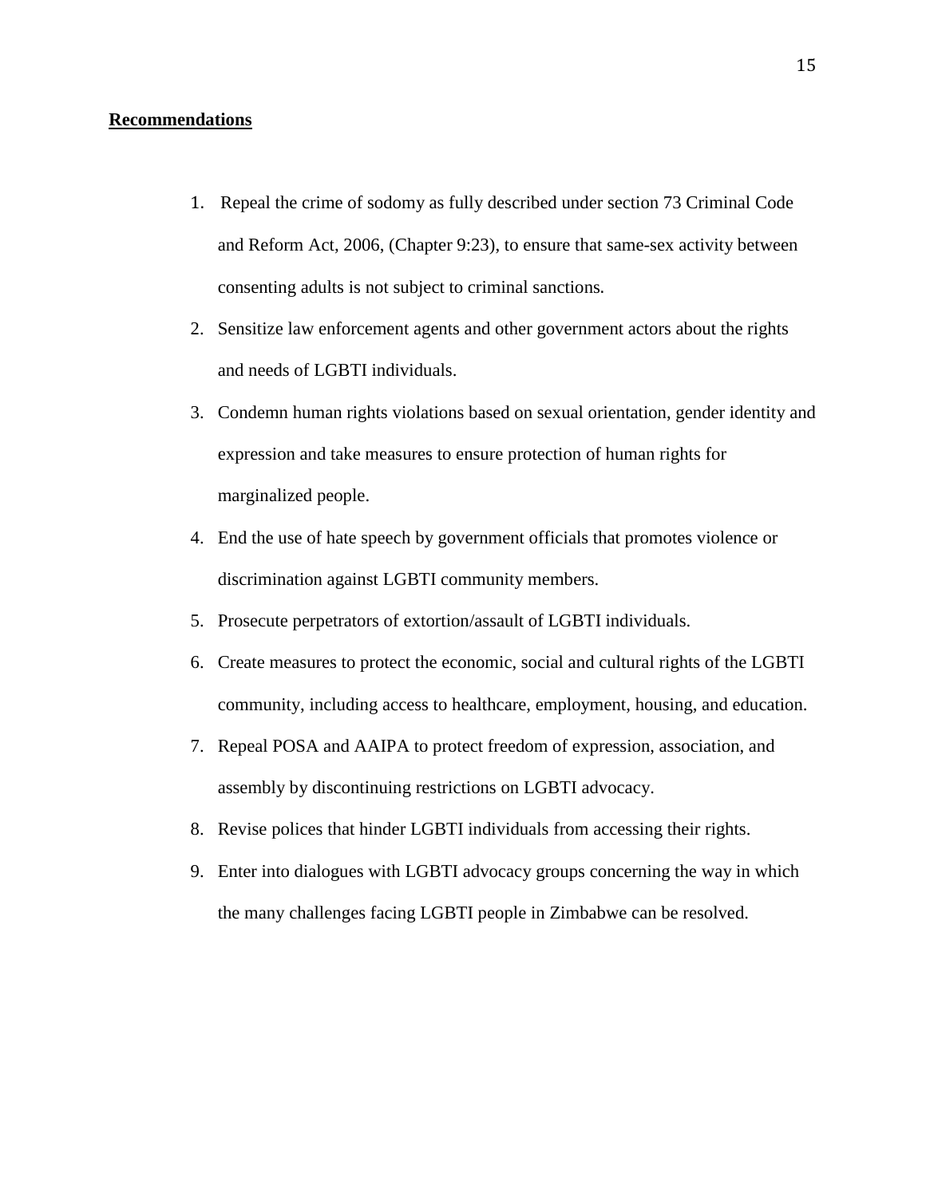**Recommendations**

1. Repeal the crime of sodomy as fully described under section 73 Criminal Code and Reform Act, 2006, (Chapter 9:23), to ensure that same-sex activity between consenting adults is not subject to criminal sanctions.
2. Sensitize law enforcement agents and other government actors about the rights and needs of LGBTI individuals.
3. Condemn human rights violations based on sexual orientation, gender identity and expression and take measures to ensure protection of human rights for marginalized people.
4. End the use of hate speech by government officials that promotes violence or discrimination against LGBTI community members.
5. Prosecute perpetrators of extortion/assault of LGBTI individuals.
6. Create measures to protect the economic, social and cultural rights of the LGBTI community, including access to healthcare, employment, housing, and education.
7. Repeal POSA and AAIPA to protect freedom of expression, association, and assembly by discontinuing restrictions on LGBTI advocacy.
8. Revise polices that hinder LGBTI individuals from accessing their rights.
9. Enter into dialogues with LGBTI advocacy groups concerning the way in which the many challenges facing LGBTI people in Zimbabwe can be resolved.